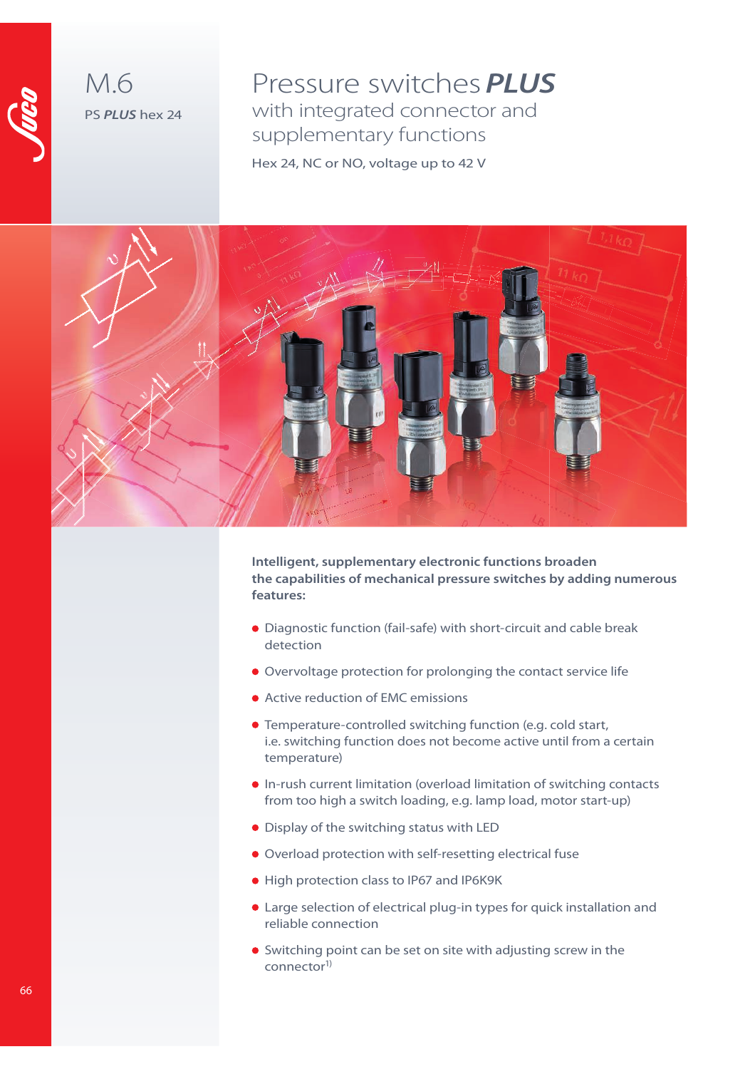M.6

PS ***PLUS*** hex 24

# Pressure switches ***PLUS***

## with integrated connector and supplementary functions

Hex 24, NC or NO, voltage up to 42 V

**Intelligent, supplementary electronic functions broaden the capabilities of mechanical pressure switches by adding numerous features:**

- Diagnostic function (fail-safe) with short-circuit and cable break detection
- Overvoltage protection for prolonging the contact service life
- Active reduction of EMC emissions
- Temperature-controlled switching function (e.g. cold start, i.e. switching function does not become active until from a certain temperature)
- In-rush current limitation (overload limitation of switching contacts from too high a switch loading, e.g. lamp load, motor start-up)
- Display of the switching status with LED
- Overload protection with self-resetting electrical fuse
- High protection class to IP67 and IP6K9K
- Large selection of electrical plug-in types for quick installation and reliable connection
- Switching point can be set on site with adjusting screw in the connector[1)]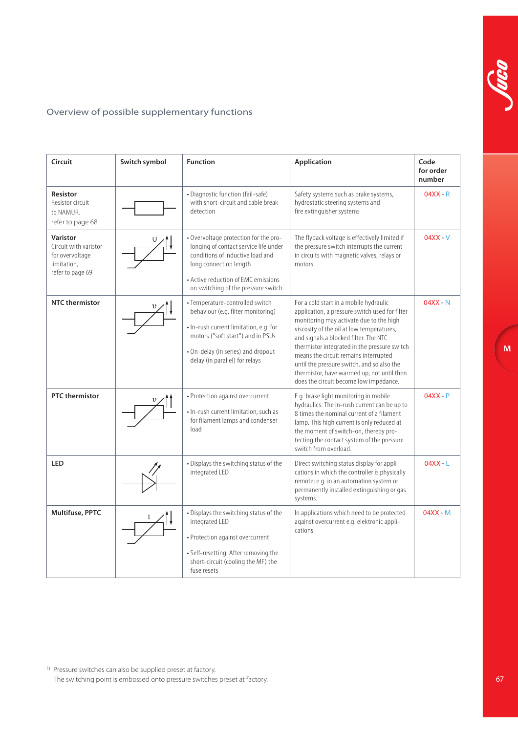## Overview of possible supplementary functions

| Circuit | Switch symbol | Function | Application | Code for order number |
|---|---|---|---|---|
| **Resistor** Resistor circuit to NAMUR, refer to page 68 | | • Diagnostic function (fail-safe) with short-circuit and cable break detection | Safety systems such as brake systems, hydrostatic steering systems and fire extinguisher systems | 04XX - R |
| **Varistor** Circuit with varistor for overvoltage limitation, refer to page 69 | | • Overvoltage protection for the prolonging of contact service life under conditions of inductive load and long connection length<br>• Active reduction of EMC emissions on switching of the pressure switch | The flyback voltage is effectively limited if the pressure switch interrupts the current in circuits with magnetic valves, relays or motors | 04XX - V |
| **NTC thermistor** | | • Temperature-controlled switch behaviour (e.g. filter monitoring)<br>• In-rush current limitation, e.g. for motors ("soft start") and in PSUs<br>• On-delay (in series) and dropout delay (in parallel) for relays | For a cold start in a mobile hydraulic application, a pressure switch used for filter monitoring may activate due to the high viscosity of the oil at low temperatures, and signals a blocked filter. The NTC thermistor integrated in the pressure switch means the circuit remains interrupted until the pressure switch, and so also the thermistor, have warmed up; not until then does the circuit become low impedance. | 04XX - N |
| **PTC thermistor** | | • Protection against overcurrent<br>• In-rush current limitation, such as for filament lamps and condenser load | E.g. brake light monitoring in mobile hydraulics: The in-rush current can be up to 8 times the nominal current of a filament lamp. This high current is only reduced at the moment of switch-on, thereby protecting the contact system of the pressure switch from overload. | 04XX - P |
| **LED** | | • Displays the switching status of the integrated LED | Direct switching status display for applications in which the controller is physically remote; e.g. in an automation system or permanently installed extinguishing or gas systems. | 04XX - L |
| **Multifuse, PPTC** | | • Displays the switching status of the integrated LED<br>• Protection against overcurrent<br>• Self-resetting: After removing the short-circuit (cooling the MF) the fuse resets | In applications which need to be protected against overcurrent e.g. elektronic applications | 04XX - M |

[1] Pressure switches can also be supplied preset at factory. The switching point is embossed onto pressure switches preset at factory.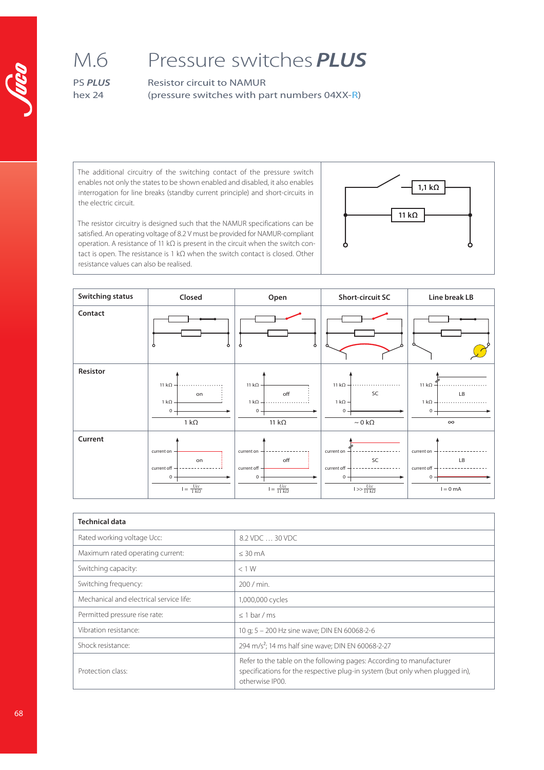# M.6 Pressure switches *PLUS*

PS *PLUS*
hex 24

Resistor circuit to NAMUR
(pressure switches with part numbers 04XX-R)

The additional circuitry of the switching contact of the pressure switch enables not only the states to be shown enabled and disabled, it also enables interrogation for line breaks (standby current principle) and short-circuits in the electric circuit.

The resistor circuitry is designed such that the NAMUR specifications can be satisfied. An operating voltage of 8.2 V must be provided for NAMUR-compliant operation. A resistance of 11 kΩ is present in the circuit when the switch contact is open. The resistance is 1 kΩ when the switch contact is closed. Other resistance values can also be realised.

1,1 kΩ
11 kΩ

| Switching status | Closed | Open | Short-circuit SC | Line break LB |
|---|---|---|---|---|
| Contact | | | | |
| Resistor | 1 kΩ | 11 kΩ | ~ 0 kΩ | ∞ |
| Current | $I = \frac{Ucc}{1\,k\Omega}$ | $I = \frac{Ucc}{11\,k\Omega}$ | $I >> \frac{Ucc}{11\,k\Omega}$ | I = 0 mA |

| Technical data | |
|---|---|
| Rated working voltage Ucc: | 8.2 VDC … 30 VDC |
| Maximum rated operating current: | ≤ 30 mA |
| Switching capacity: | < 1 W |
| Switching frequency: | 200 / min. |
| Mechanical and electrical service life: | 1,000,000 cycles |
| Permitted pressure rise rate: | ≤ 1 bar / ms |
| Vibration resistance: | 10 g; 5 – 200 Hz sine wave; DIN EN 60068-2-6 |
| Shock resistance: | 294 $m/s^2$; 14 ms half sine wave; DIN EN 60068-2-27 |
| Protection class: | Refer to the table on the following pages: According to manufacturer specifications for the respective plug-in system (but only when plugged in), otherwise IP00. |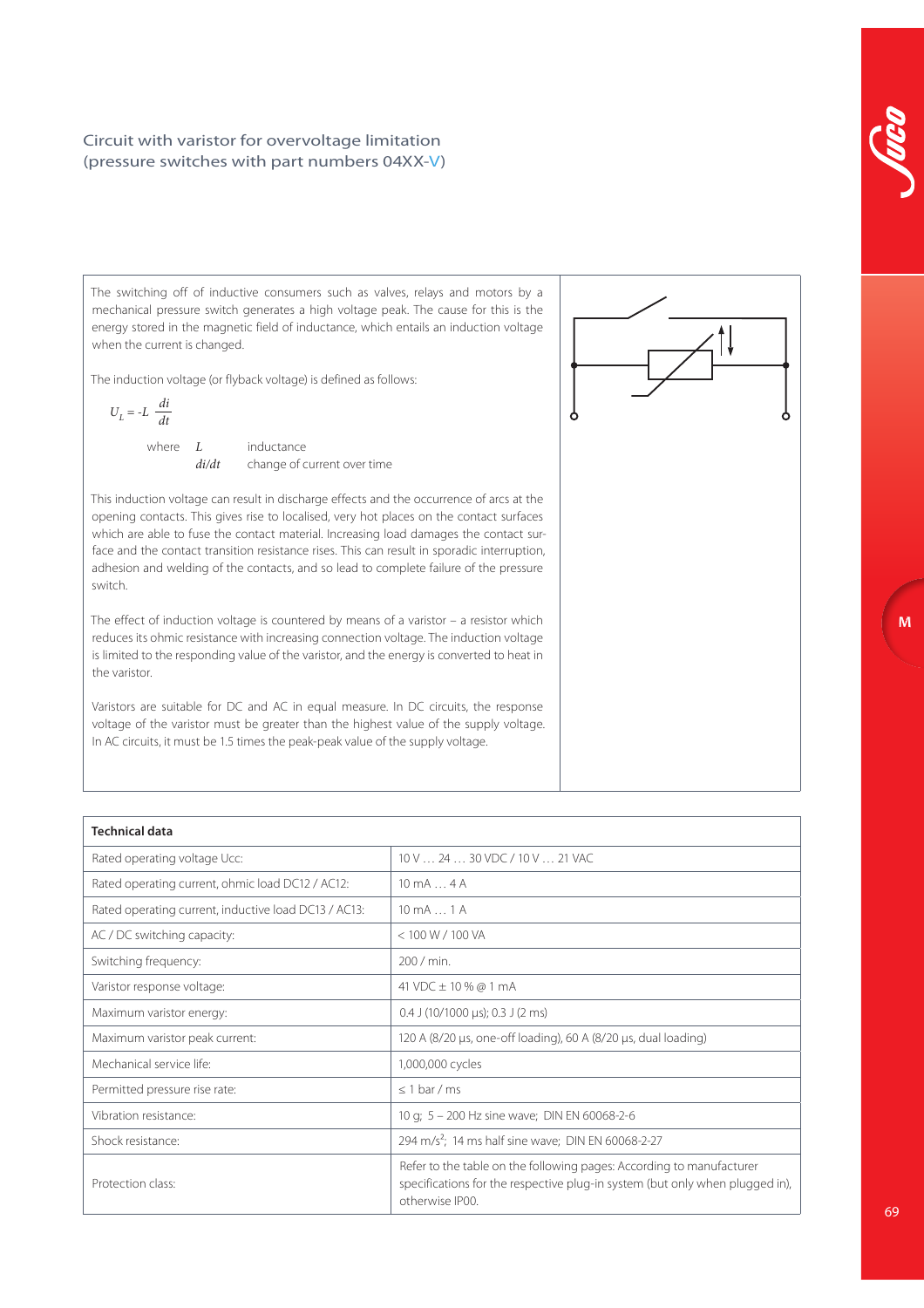## Circuit with varistor for overvoltage limitation (pressure switches with part numbers 04XX-V)

The switching off of inductive consumers such as valves, relays and motors by a mechanical pressure switch generates a high voltage peak. The cause for this is the energy stored in the magnetic field of inductance, which entails an induction voltage when the current is changed.

The induction voltage (or flyback voltage) is defined as follows:

$$U_L = -L \frac{di}{dt}$$

where $L$ inductance
$di/dt$ change of current over time

This induction voltage can result in discharge effects and the occurrence of arcs at the opening contacts. This gives rise to localised, very hot places on the contact surfaces which are able to fuse the contact material. Increasing load damages the contact surface and the contact transition resistance rises. This can result in sporadic interruption, adhesion and welding of the contacts, and so lead to complete failure of the pressure switch.

The effect of induction voltage is countered by means of a varistor – a resistor which reduces its ohmic resistance with increasing connection voltage. The induction voltage is limited to the responding value of the varistor, and the energy is converted to heat in the varistor.

Varistors are suitable for DC and AC in equal measure. In DC circuits, the response voltage of the varistor must be greater than the highest value of the supply voltage. In AC circuits, it must be 1.5 times the peak-peak value of the supply voltage.

| Technical data | |
|---|---|
| Rated operating voltage Ucc: | 10 V … 24 … 30 VDC / 10 V … 21 VAC |
| Rated operating current, ohmic load DC12 / AC12: | 10 mA … 4 A |
| Rated operating current, inductive load DC13 / AC13: | 10 mA … 1 A |
| AC / DC switching capacity: | < 100 W / 100 VA |
| Switching frequency: | 200 / min. |
| Varistor response voltage: | 41 VDC ± 10 % @ 1 mA |
| Maximum varistor energy: | 0.4 J (10/1000 µs); 0.3 J (2 ms) |
| Maximum varistor peak current: | 120 A (8/20 µs, one-off loading), 60 A (8/20 µs, dual loading) |
| Mechanical service life: | 1,000,000 cycles |
| Permitted pressure rise rate: | ≤ 1 bar / ms |
| Vibration resistance: | 10 g; 5 – 200 Hz sine wave; DIN EN 60068-2-6 |
| Shock resistance: | 294 $m/s^2$; 14 ms half sine wave; DIN EN 60068-2-27 |
| Protection class: | Refer to the table on the following pages: According to manufacturer specifications for the respective plug-in system (but only when plugged in), otherwise IP00. |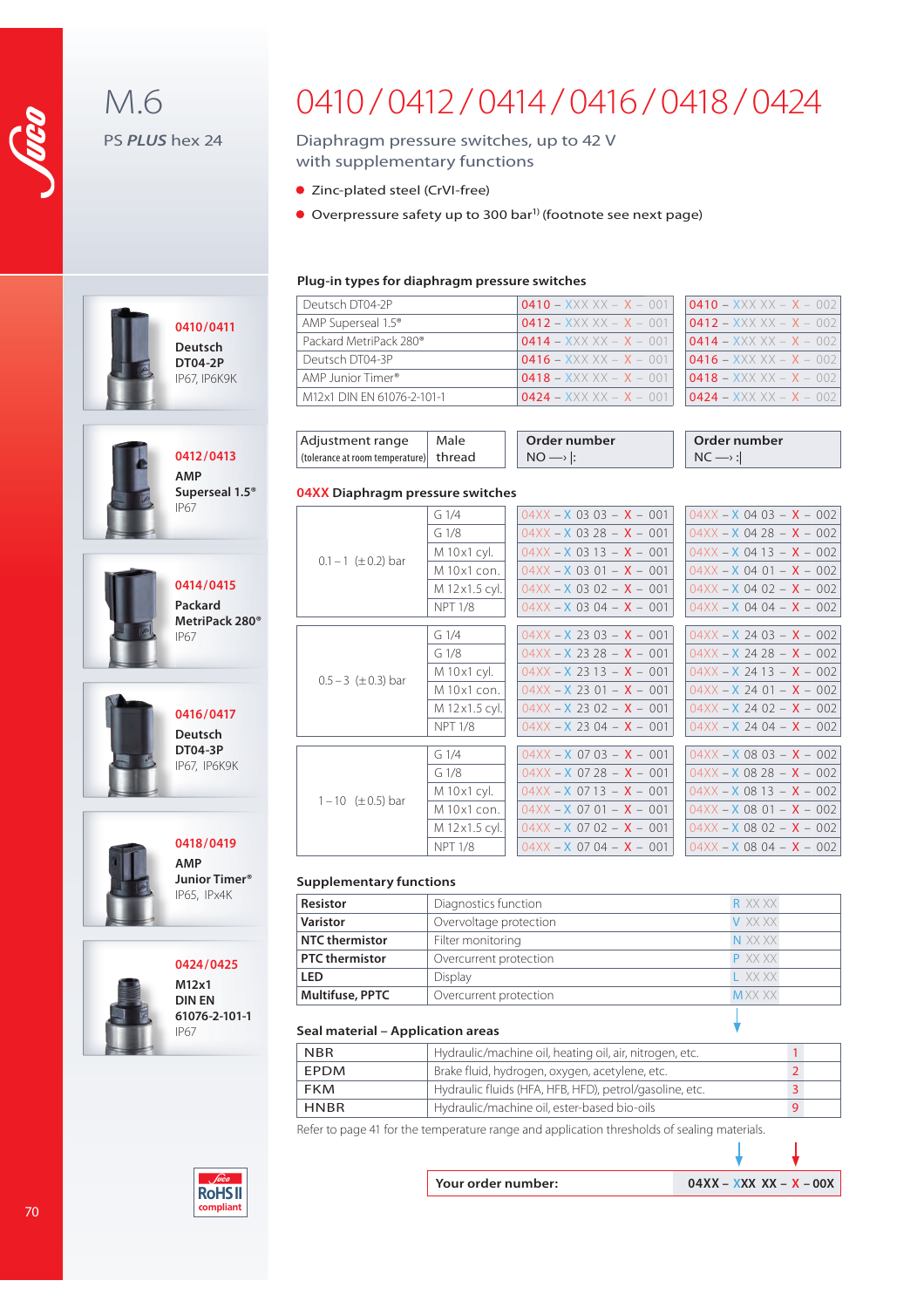# M.6

PS ***PLUS*** hex 24

# 0410 / 0412 / 0414 / 0416 / 0418 / 0424

Diaphragm pressure switches, up to 42 V
with supplementary functions

- Zinc-plated steel (CrVI-free)
- Overpressure safety up to 300 bar[1] (footnote see next page)

**0410/0411**
**Deutsch DT04-2P**
IP67, IP6K9K

**0412/0413**
**AMP Superseal 1.5®**
IP67

**0414/0415**
**Packard MetriPack 280®**
IP67

**0416/0417**
**Deutsch DT04-3P**
IP67, IP6K9K

**0418/0419**
**AMP Junior Timer®**
IP65, IPx4K

**0424/0425**
**M12x1 DIN EN 61076-2-101-1**
IP67

### Plug-in types for diaphragm pressure switches

| Plug-in type | NO | NC |
|---|---|---|
| Deutsch DT04-2P | 0410 – XXX XX – X – 001 | 0410 – XXX XX – X – 002 |
| AMP Superseal 1.5® | 0412 – XXX XX – X – 001 | 0412 – XXX XX – X – 002 |
| Packard MetriPack 280® | 0414 – XXX XX – X – 001 | 0414 – XXX XX – X – 002 |
| Deutsch DT04-3P | 0416 – XXX XX – X – 001 | 0416 – XXX XX – X – 002 |
| AMP Junior Timer® | 0418 – XXX XX – X – 001 | 0418 – XXX XX – X – 002 |
| M12x1 DIN EN 61076-2-101-1 | 0424 – XXX XX – X – 001 | 0424 – XXX XX – X – 002 |

### 04XX Diaphragm pressure switches

| Adjustment range (tolerance at room temperature) | Male thread | Order number NO ⟶ \|: | Order number NC ⟶ :\| |
|---|---|---|---|
| 0.1 – 1 (±0.2) bar | G 1/4 | 04XX – X 03 03 – X – 001 | 04XX – X 04 03 – X – 002 |
| | G 1/8 | 04XX – X 03 28 – X – 001 | 04XX – X 04 28 – X – 002 |
| | M 10x1 cyl. | 04XX – X 03 13 – X – 001 | 04XX – X 04 13 – X – 002 |
| | M 10x1 con. | 04XX – X 03 01 – X – 001 | 04XX – X 04 01 – X – 002 |
| | M 12x1.5 cyl. | 04XX – X 03 02 – X – 001 | 04XX – X 04 02 – X – 002 |
| | NPT 1/8 | 04XX – X 03 04 – X – 001 | 04XX – X 04 04 – X – 002 |
| 0.5 – 3 (±0.3) bar | G 1/4 | 04XX – X 23 03 – X – 001 | 04XX – X 24 03 – X – 002 |
| | G 1/8 | 04XX – X 23 28 – X – 001 | 04XX – X 24 28 – X – 002 |
| | M 10x1 cyl. | 04XX – X 23 13 – X – 001 | 04XX – X 24 13 – X – 002 |
| | M 10x1 con. | 04XX – X 23 01 – X – 001 | 04XX – X 24 01 – X – 002 |
| | M 12x1.5 cyl. | 04XX – X 23 02 – X – 001 | 04XX – X 24 02 – X – 002 |
| | NPT 1/8 | 04XX – X 23 04 – X – 001 | 04XX – X 24 04 – X – 002 |
| 1 – 10 (±0.5) bar | G 1/4 | 04XX – X 07 03 – X – 001 | 04XX – X 08 03 – X – 002 |
| | G 1/8 | 04XX – X 07 28 – X – 001 | 04XX – X 08 28 – X – 002 |
| | M 10x1 cyl. | 04XX – X 07 13 – X – 001 | 04XX – X 08 13 – X – 002 |
| | M 10x1 con. | 04XX – X 07 01 – X – 001 | 04XX – X 08 01 – X – 002 |
| | M 12x1.5 cyl. | 04XX – X 07 02 – X – 001 | 04XX – X 08 02 – X – 002 |
| | NPT 1/8 | 04XX – X 07 04 – X – 001 | 04XX – X 08 04 – X – 002 |

### Supplementary functions

| Function | Description | Code |
|---|---|---|
| **Resistor** | Diagnostics function | R XX XX |
| **Varistor** | Overvoltage protection | V XX XX |
| **NTC thermistor** | Filter monitoring | N XX XX |
| **PTC thermistor** | Overcurrent protection | P XX XX |
| **LED** | Display | L XX XX |
| **Multifuse, PPTC** | Overcurrent protection | M XX XX |

### Seal material – Application areas

| Material | Application areas | Code |
|---|---|---|
| NBR | Hydraulic/machine oil, heating oil, air, nitrogen, etc. | 1 |
| EPDM | Brake fluid, hydrogen, oxygen, acetylene, etc. | 2 |
| FKM | Hydraulic fluids (HFA, HFB, HFD), petrol/gasoline, etc. | 3 |
| HNBR | Hydraulic/machine oil, ester-based bio-oils | 9 |

Refer to page 41 for the temperature range and application thresholds of sealing materials.

| **Your order number:** | **04XX – XXX XX – X – 00X** |
|---|---|

RoHS II compliant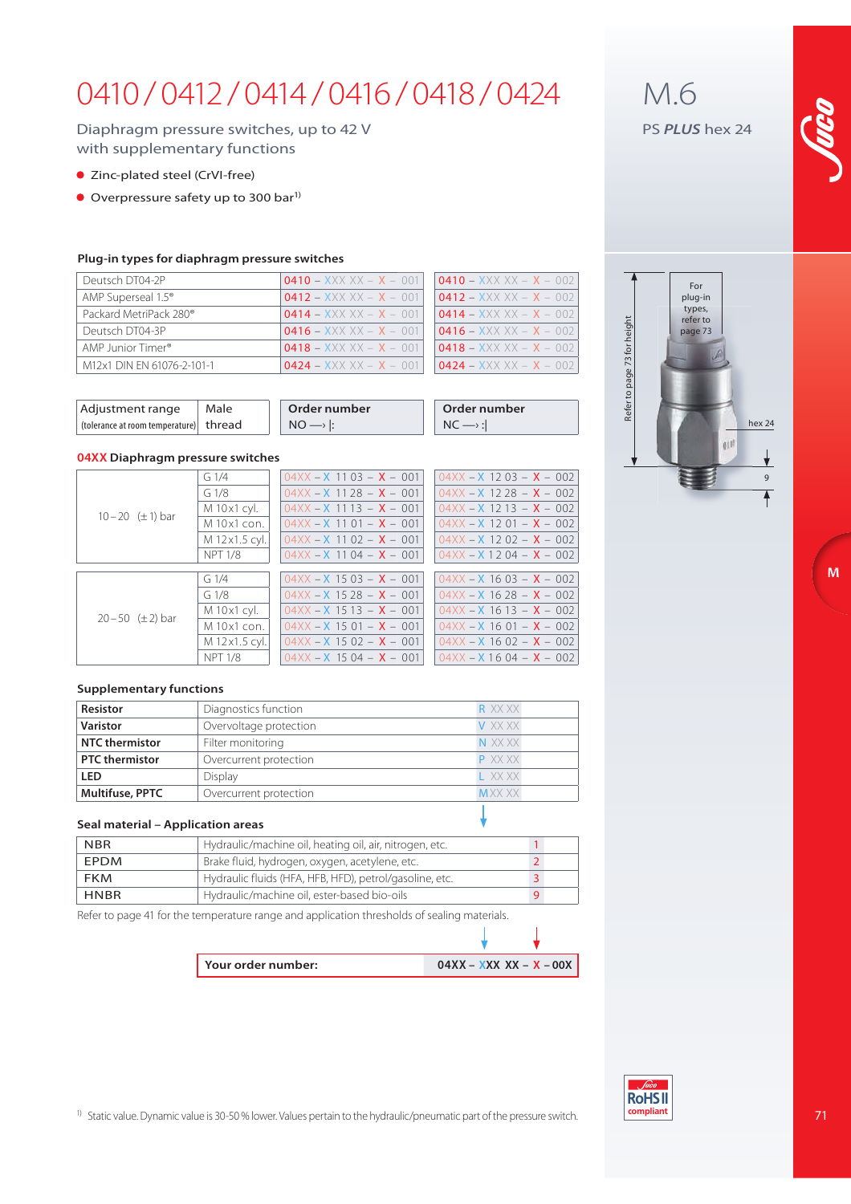# 0410 / 0412 / 0414 / 0416 / 0418 / 0424

Diaphragm pressure switches, up to 42 V
with supplementary functions

- Zinc-plated steel (CrVI-free)
- Overpressure safety up to 300 bar[1)]

## M.6

PS ***PLUS*** hex 24

For plug-in types, refer to page 73

Refer to page 73 for height

hex 24

9

### Plug-in types for diaphragm pressure switches

| | | |
|---|---|---|
| Deutsch DT04-2P | 0410 – XXX XX – X – 001 | 0410 – XXX XX – X – 002 |
| AMP Superseal 1.5® | 0412 – XXX XX – X – 001 | 0412 – XXX XX – X – 002 |
| Packard MetriPack 280® | 0414 – XXX XX – X – 001 | 0414 – XXX XX – X – 002 |
| Deutsch DT04-3P | 0416 – XXX XX – X – 001 | 0416 – XXX XX – X – 002 |
| AMP Junior Timer® | 0418 – XXX XX – X – 001 | 0418 – XXX XX – X – 002 |
| M12x1 DIN EN 61076-2-101-1 | 0424 – XXX XX – X – 001 | 0424 – XXX XX – X – 002 |

### 04XX Diaphragm pressure switches

| Adjustment range (tolerance at room temperature) | Male thread | Order number NO —› \|: | Order number NC —› :\| |
|---|---|---|---|
| 10 – 20 (± 1) bar | G 1/4 | 04XX – X 11 03 – X – 001 | 04XX – X 12 03 – X – 002 |
| | G 1/8 | 04XX – X 11 28 – X – 001 | 04XX – X 12 28 – X – 002 |
| | M 10x1 cyl. | 04XX – X 11 13 – X – 001 | 04XX – X 12 13 – X – 002 |
| | M 10x1 con. | 04XX – X 11 01 – X – 001 | 04XX – X 12 01 – X – 002 |
| | M 12x1.5 cyl. | 04XX – X 11 02 – X – 001 | 04XX – X 12 02 – X – 002 |
| | NPT 1/8 | 04XX – X 11 04 – X – 001 | 04XX – X 12 04 – X – 002 |
| 20 – 50 (± 2) bar | G 1/4 | 04XX – X 15 03 – X – 001 | 04XX – X 16 03 – X – 002 |
| | G 1/8 | 04XX – X 15 28 – X – 001 | 04XX – X 16 28 – X – 002 |
| | M 10x1 cyl. | 04XX – X 15 13 – X – 001 | 04XX – X 16 13 – X – 002 |
| | M 10x1 con. | 04XX – X 15 01 – X – 001 | 04XX – X 16 01 – X – 002 |
| | M 12x1.5 cyl. | 04XX – X 15 02 – X – 001 | 04XX – X 16 02 – X – 002 |
| | NPT 1/8 | 04XX – X 15 04 – X – 001 | 04XX – X 16 04 – X – 002 |

### Supplementary functions

| | | |
|---|---|---|
| **Resistor** | Diagnostics function | R XX XX |
| **Varistor** | Overvoltage protection | V XX XX |
| **NTC thermistor** | Filter monitoring | N XX XX |
| **PTC thermistor** | Overcurrent protection | P XX XX |
| **LED** | Display | L XX XX |
| **Multifuse, PPTC** | Overcurrent protection | M XX XX |

### Seal material – Application areas

| | | |
|---|---|---|
| NBR | Hydraulic/machine oil, heating oil, air, nitrogen, etc. | 1 |
| EPDM | Brake fluid, hydrogen, oxygen, acetylene, etc. | 2 |
| FKM | Hydraulic fluids (HFA, HFB, HFD), petrol/gasoline, etc. | 3 |
| HNBR | Hydraulic/machine oil, ester-based bio-oils | 9 |

Refer to page 41 for the temperature range and application thresholds of sealing materials.

| **Your order number:** | **04XX – XXX XX – X – 00X** |
|---|---|

[1)] Static value. Dynamic value is 30-50 % lower. Values pertain to the hydraulic/pneumatic part of the pressure switch.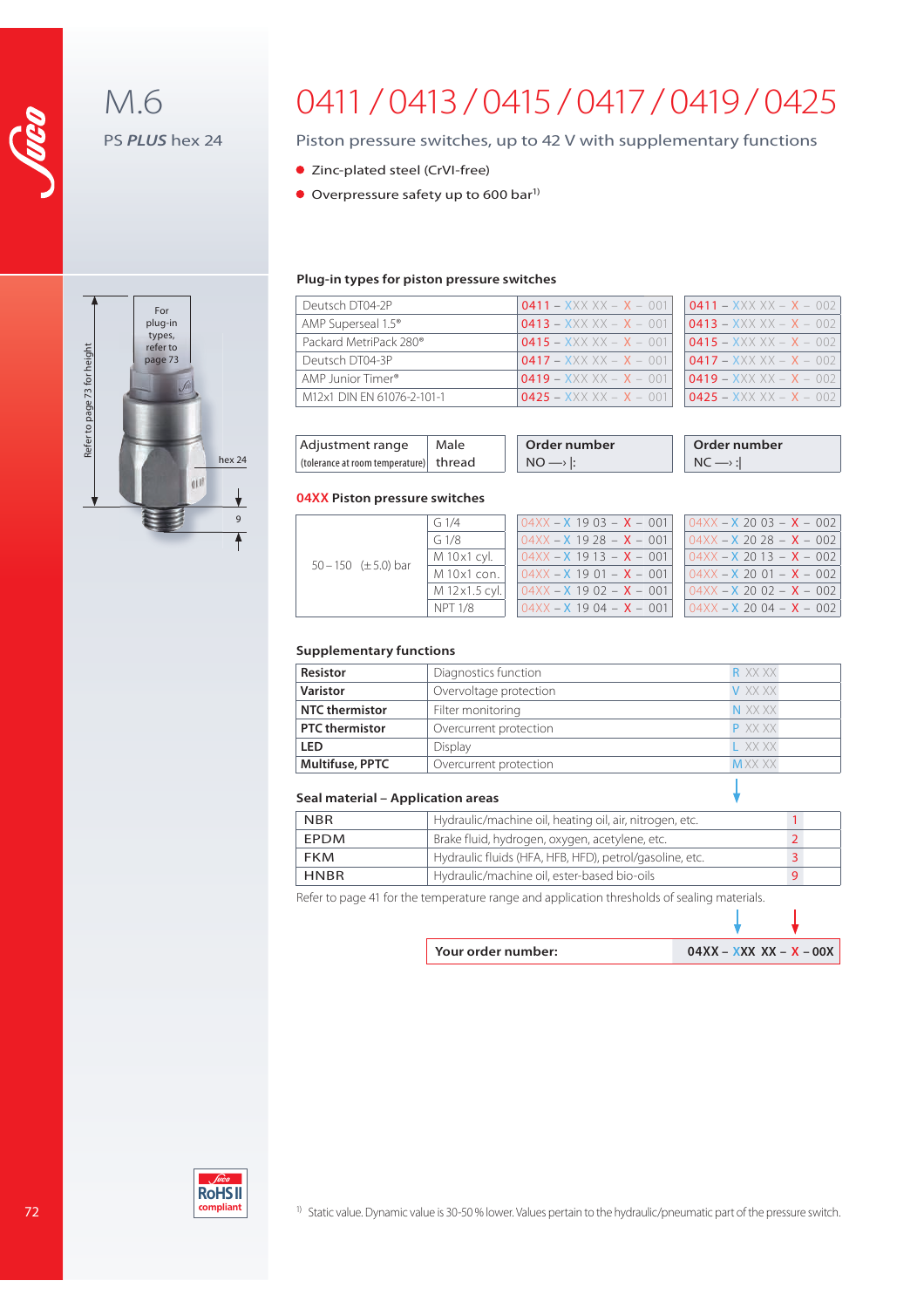# M.6

PS ***PLUS*** hex 24

# 0411 / 0413 / 0415 / 0417 / 0419 / 0425

Piston pressure switches, up to 42 V with supplementary functions

- Zinc-plated steel (CrVI-free)
- Overpressure safety up to 600 bar[1]

For plug-in types, refer to page 73

Refer to page 73 for height

hex 24

9

### Plug-in types for piston pressure switches

| | | |
|---|---|---|
| Deutsch DT04-2P | 0411 – XXX XX – X – 001 | 0411 – XXX XX – X – 002 |
| AMP Superseal 1.5® | 0413 – XXX XX – X – 001 | 0413 – XXX XX – X – 002 |
| Packard MetriPack 280® | 0415 – XXX XX – X – 001 | 0415 – XXX XX – X – 002 |
| Deutsch DT04-3P | 0417 – XXX XX – X – 001 | 0417 – XXX XX – X – 002 |
| AMP Junior Timer® | 0419 – XXX XX – X – 001 | 0419 – XXX XX – X – 002 |
| M12x1 DIN EN 61076-2-101-1 | 0425 – XXX XX – X – 001 | 0425 – XXX XX – X – 002 |

### 04XX Piston pressure switches

| Adjustment range (tolerance at room temperature) | Male thread | Order number NO ⟶ \|: | Order number NC ⟶ :\| |
|---|---|---|---|
| 50 – 150 (± 5.0) bar | G 1/4 | 04XX – X 19 03 – X – 001 | 04XX – X 20 03 – X – 002 |
| | G 1/8 | 04XX – X 19 28 – X – 001 | 04XX – X 20 28 – X – 002 |
| | M 10x1 cyl. | 04XX – X 19 13 – X – 001 | 04XX – X 20 13 – X – 002 |
| | M 10x1 con. | 04XX – X 19 01 – X – 001 | 04XX – X 20 01 – X – 002 |
| | M 12x1.5 cyl. | 04XX – X 19 02 – X – 001 | 04XX – X 20 02 – X – 002 |
| | NPT 1/8 | 04XX – X 19 04 – X – 001 | 04XX – X 20 04 – X – 002 |

### Supplementary functions

| | | |
|---|---|---|
| **Resistor** | Diagnostics function | R XX XX |
| **Varistor** | Overvoltage protection | V XX XX |
| **NTC thermistor** | Filter monitoring | N XX XX |
| **PTC thermistor** | Overcurrent protection | P XX XX |
| **LED** | Display | L XX XX |
| **Multifuse, PPTC** | Overcurrent protection | M XX XX |

### Seal material – Application areas

| | | |
|---|---|---|
| NBR | Hydraulic/machine oil, heating oil, air, nitrogen, etc. | 1 |
| EPDM | Brake fluid, hydrogen, oxygen, acetylene, etc. | 2 |
| FKM | Hydraulic fluids (HFA, HFB, HFD), petrol/gasoline, etc. | 3 |
| HNBR | Hydraulic/machine oil, ester-based bio-oils | 9 |

Refer to page 41 for the temperature range and application thresholds of sealing materials.

| **Your order number:** | **04XX – XXX XX – X – 00X** |
|---|---|

RoHS II compliant

[1] Static value. Dynamic value is 30-50 % lower. Values pertain to the hydraulic/pneumatic part of the pressure switch.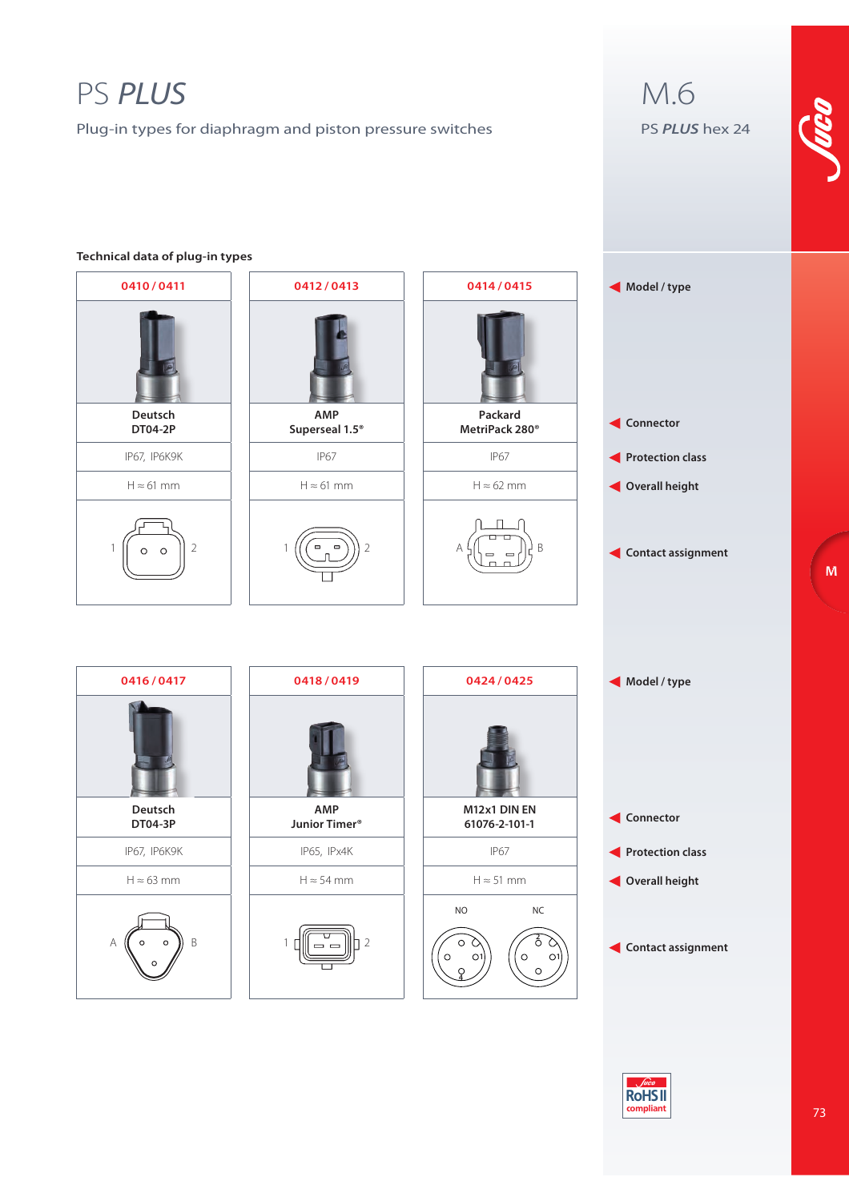# PS *PLUS*

Plug-in types for diaphragm and piston pressure switches

M.6

PS *PLUS* hex 24

**Technical data of plug-in types**

| Model / type | 0410 / 0411 | 0412 / 0413 | 0414 / 0415 |
|---|---|---|---|
| Connector | **Deutsch DT04-2P** | **AMP Superseal 1.5®** | **Packard MetriPack 280®** |
| Protection class | IP67, IP6K9K | IP67 | IP67 |
| Overall height | H ≈ 61 mm | H ≈ 61 mm | H ≈ 62 mm |
| Contact assignment | 1 2 | 1 2 | A B |

| Model / type | 0416 / 0417 | 0418 / 0419 | 0424 / 0425 |
|---|---|---|---|
| Connector | **Deutsch DT04-3P** | **AMP Junior Timer®** | **M12x1 DIN EN 61076-2-101-1** |
| Protection class | IP67, IP6K9K | IP65, IPx4K | IP67 |
| Overall height | H ≈ 63 mm | H ≈ 54 mm | H ≈ 51 mm |
| Contact assignment | A B | 1 2 | NO NC |

M

RoHS II compliant